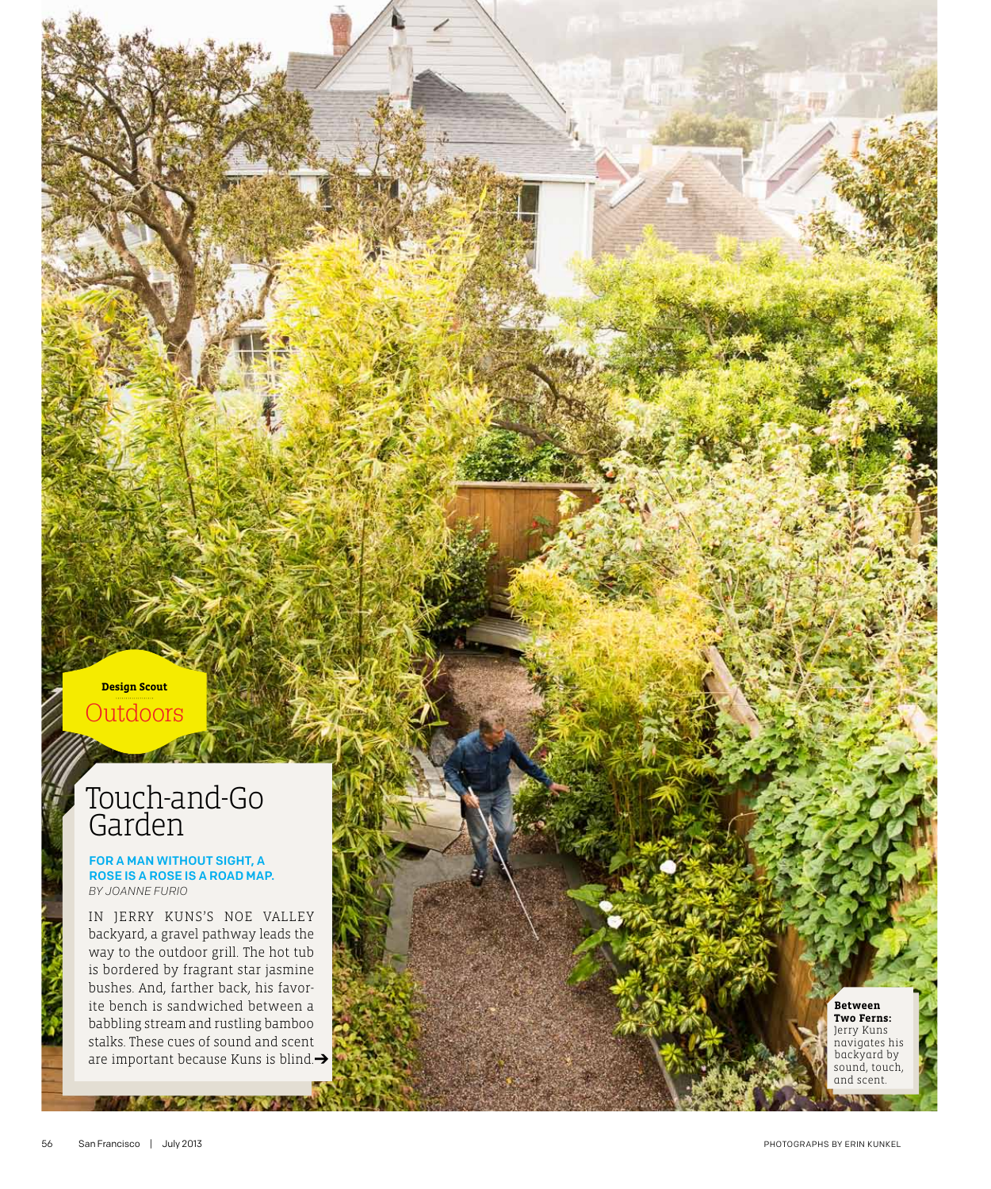Design Scout

Outdoors

# Touch-and-Go Garden

**FOR A MAN WITHOUT SIGHT, A ROSE IS A ROSE IS A ROAD MAP.**

*BY JOANNE FURIO*

IN JERRY KUNS'S NOE VALLEY backyard, a gravel pathway leads the way to the outdoor grill. The hot tub is bordered by fragrant star jasmine bushes. And, farther back, his favorite bench is sandwiched between a babbling stream and rustling bamboo stalks. These cues of sound and scent are important because Kuns is blind.➔

**Between Two Ferns:** Jerry Kuns navigates his backyard by sound, touch, and scent.

PHOTOGRAPHS BY ERIN KUNKEL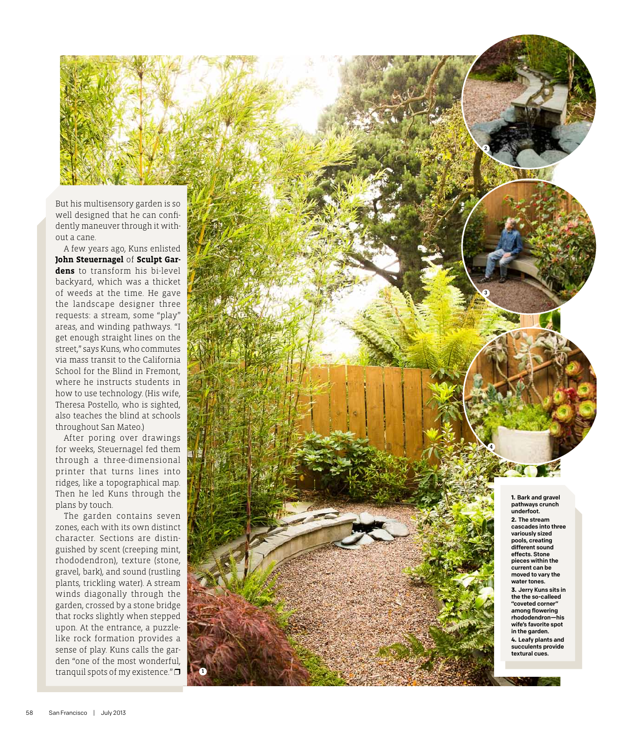But his multisensory garden is so well designed that he can confidently maneuver through it without a cane.

A few years ago, Kuns enlisted **John Steuernagel** of **Sculpt Gardens** to transform his bi-level backyard, which was a thicket of weeds at the time. He gave the landscape designer three requests: a stream, some "play" areas, and winding pathways. "I get enough straight lines on the street," says Kuns, who commutes via mass transit to the California School for the Blind in Fremont, where he instructs students in how to use technology. (His wife, Theresa Postello, who is sighted, also teaches the blind at schools throughout San Mateo.)

After poring over drawings for weeks, Steuernagel fed them through a three-dimensional printer that turns lines into ridges, like a topographical map. Then he led Kuns through the plans by touch.

The garden contains seven zones, each with its own distinct character. Sections are distinguished by scent (creeping mint, rhododendron), texture (stone, gravel, bark), and sound (rustling plants, trickling water). A stream winds diagonally through the garden, crossed by a stone bridge that rocks slightly when stepped upon. At the entrance, a puzzle-like rock formation provides a sense of play. Kuns calls the garden "one of the most wonderful, tranquil spots of my existence." ❒

**1. Bark and gravel pathways crunch underfoot.**
**2. The stream cascades into three variously sized pools, creating different sound effects. Stone pieces within the current can be moved to vary the water tones.**
**3. Jerry Kuns sits in the the so-calleed "coveted corner" among flowering rhododendron—his wife's favorite spot in the garden.**
**4. Leafy plants and succulents provide textural cues.**